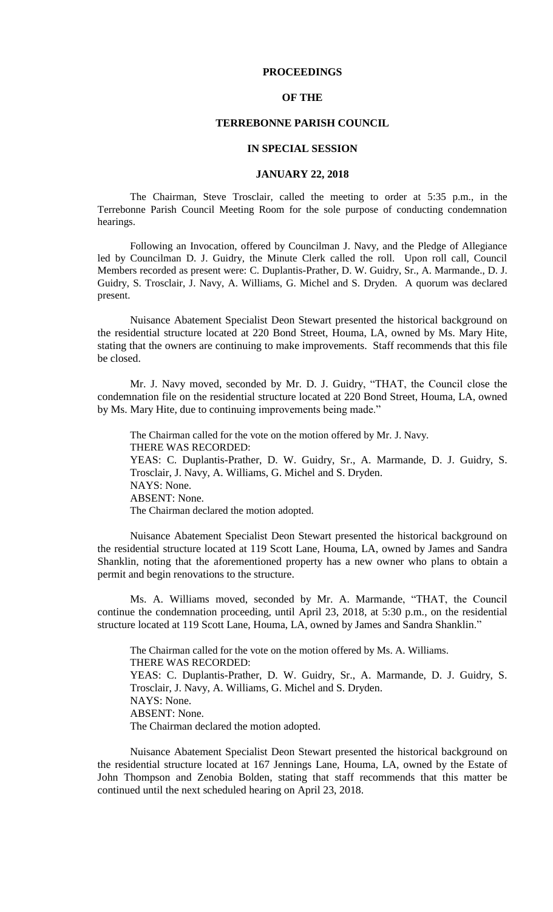# PROCEEDINGS

# OF THE

# TERREBONNE PARISH COUNCIL

# IN SPECIAL SESSION

# JANUARY 22, 2018

The Chairman, Steve Trosclair, called the meeting to order at 5:35 p.m., in the Terrebonne Parish Council Meeting Room for the sole purpose of conducting condemnation hearings.

Following an Invocation, offered by Councilman J. Navy, and the Pledge of Allegiance led by Councilman D. J. Guidry, the Minute Clerk called the roll. Upon roll call, Council Members recorded as present were: C. Duplantis-Prather, D. W. Guidry, Sr., A. Marmande., D. J. Guidry, S. Trosclair, J. Navy, A. Williams, G. Michel and S. Dryden. A quorum was declared present.

Nuisance Abatement Specialist Deon Stewart presented the historical background on the residential structure located at 220 Bond Street, Houma, LA, owned by Ms. Mary Hite, stating that the owners are continuing to make improvements. Staff recommends that this file be closed.

Mr. J. Navy moved, seconded by Mr. D. J. Guidry, "THAT, the Council close the condemnation file on the residential structure located at 220 Bond Street, Houma, LA, owned by Ms. Mary Hite, due to continuing improvements being made."

The Chairman called for the vote on the motion offered by Mr. J. Navy.
THERE WAS RECORDED:
YEAS: C. Duplantis-Prather, D. W. Guidry, Sr., A. Marmande, D. J. Guidry, S. Trosclair, J. Navy, A. Williams, G. Michel and S. Dryden.
NAYS: None.
ABSENT: None.
The Chairman declared the motion adopted.

Nuisance Abatement Specialist Deon Stewart presented the historical background on the residential structure located at 119 Scott Lane, Houma, LA, owned by James and Sandra Shanklin, noting that the aforementioned property has a new owner who plans to obtain a permit and begin renovations to the structure.

Ms. A. Williams moved, seconded by Mr. A. Marmande, "THAT, the Council continue the condemnation proceeding, until April 23, 2018, at 5:30 p.m., on the residential structure located at 119 Scott Lane, Houma, LA, owned by James and Sandra Shanklin."

The Chairman called for the vote on the motion offered by Ms. A. Williams.
THERE WAS RECORDED:
YEAS: C. Duplantis-Prather, D. W. Guidry, Sr., A. Marmande, D. J. Guidry, S. Trosclair, J. Navy, A. Williams, G. Michel and S. Dryden.
NAYS: None.
ABSENT: None.
The Chairman declared the motion adopted.

Nuisance Abatement Specialist Deon Stewart presented the historical background on the residential structure located at 167 Jennings Lane, Houma, LA, owned by the Estate of John Thompson and Zenobia Bolden, stating that staff recommends that this matter be continued until the next scheduled hearing on April 23, 2018.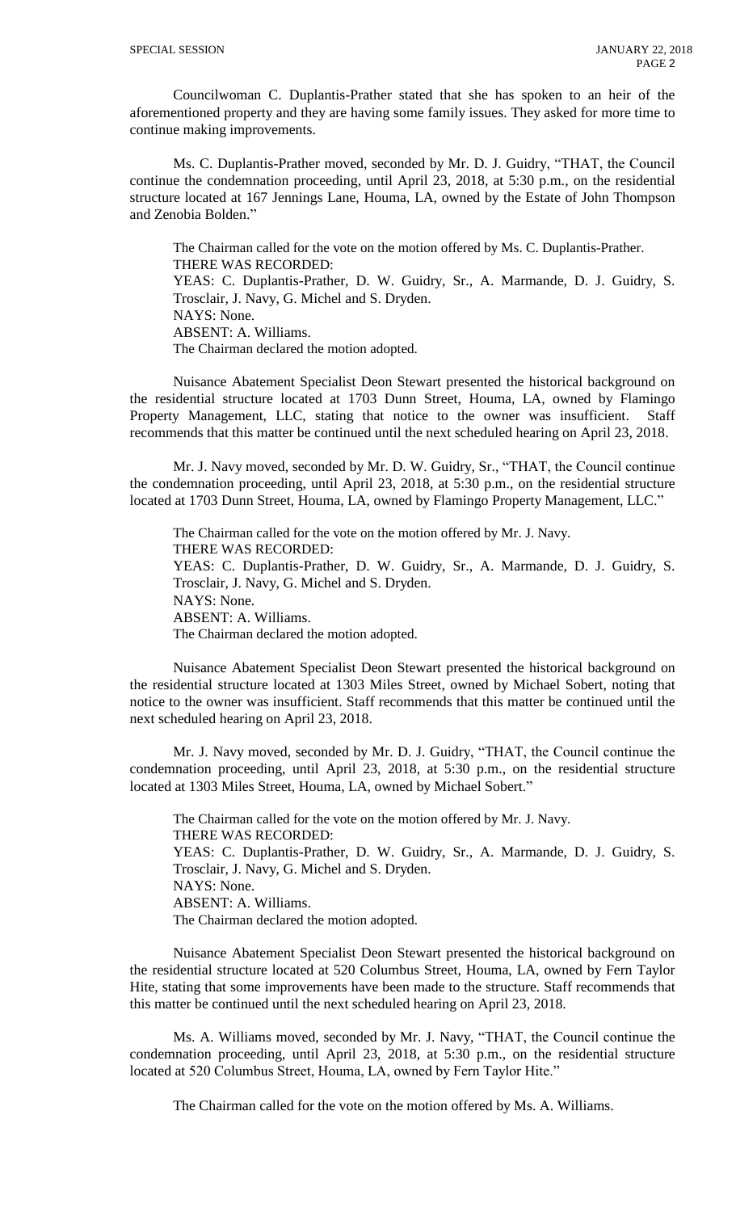Councilwoman C. Duplantis-Prather stated that she has spoken to an heir of the aforementioned property and they are having some family issues. They asked for more time to continue making improvements.

Ms. C. Duplantis-Prather moved, seconded by Mr. D. J. Guidry, "THAT, the Council continue the condemnation proceeding, until April 23, 2018, at 5:30 p.m., on the residential structure located at 167 Jennings Lane, Houma, LA, owned by the Estate of John Thompson and Zenobia Bolden."

The Chairman called for the vote on the motion offered by Ms. C. Duplantis-Prather.
THERE WAS RECORDED:
YEAS: C. Duplantis-Prather, D. W. Guidry, Sr., A. Marmande, D. J. Guidry, S. Trosclair, J. Navy, G. Michel and S. Dryden.
NAYS: None.
ABSENT: A. Williams.
The Chairman declared the motion adopted.

Nuisance Abatement Specialist Deon Stewart presented the historical background on the residential structure located at 1703 Dunn Street, Houma, LA, owned by Flamingo Property Management, LLC, stating that notice to the owner was insufficient. Staff recommends that this matter be continued until the next scheduled hearing on April 23, 2018.

Mr. J. Navy moved, seconded by Mr. D. W. Guidry, Sr., "THAT, the Council continue the condemnation proceeding, until April 23, 2018, at 5:30 p.m., on the residential structure located at 1703 Dunn Street, Houma, LA, owned by Flamingo Property Management, LLC."

The Chairman called for the vote on the motion offered by Mr. J. Navy.
THERE WAS RECORDED:
YEAS: C. Duplantis-Prather, D. W. Guidry, Sr., A. Marmande, D. J. Guidry, S. Trosclair, J. Navy, G. Michel and S. Dryden.
NAYS: None.
ABSENT: A. Williams.
The Chairman declared the motion adopted.

Nuisance Abatement Specialist Deon Stewart presented the historical background on the residential structure located at 1303 Miles Street, owned by Michael Sobert, noting that notice to the owner was insufficient. Staff recommends that this matter be continued until the next scheduled hearing on April 23, 2018.

Mr. J. Navy moved, seconded by Mr. D. J. Guidry, "THAT, the Council continue the condemnation proceeding, until April 23, 2018, at 5:30 p.m., on the residential structure located at 1303 Miles Street, Houma, LA, owned by Michael Sobert."

The Chairman called for the vote on the motion offered by Mr. J. Navy.
THERE WAS RECORDED:
YEAS: C. Duplantis-Prather, D. W. Guidry, Sr., A. Marmande, D. J. Guidry, S. Trosclair, J. Navy, G. Michel and S. Dryden.
NAYS: None.
ABSENT: A. Williams.
The Chairman declared the motion adopted.

Nuisance Abatement Specialist Deon Stewart presented the historical background on the residential structure located at 520 Columbus Street, Houma, LA, owned by Fern Taylor Hite, stating that some improvements have been made to the structure. Staff recommends that this matter be continued until the next scheduled hearing on April 23, 2018.

Ms. A. Williams moved, seconded by Mr. J. Navy, "THAT, the Council continue the condemnation proceeding, until April 23, 2018, at 5:30 p.m., on the residential structure located at 520 Columbus Street, Houma, LA, owned by Fern Taylor Hite."

The Chairman called for the vote on the motion offered by Ms. A. Williams.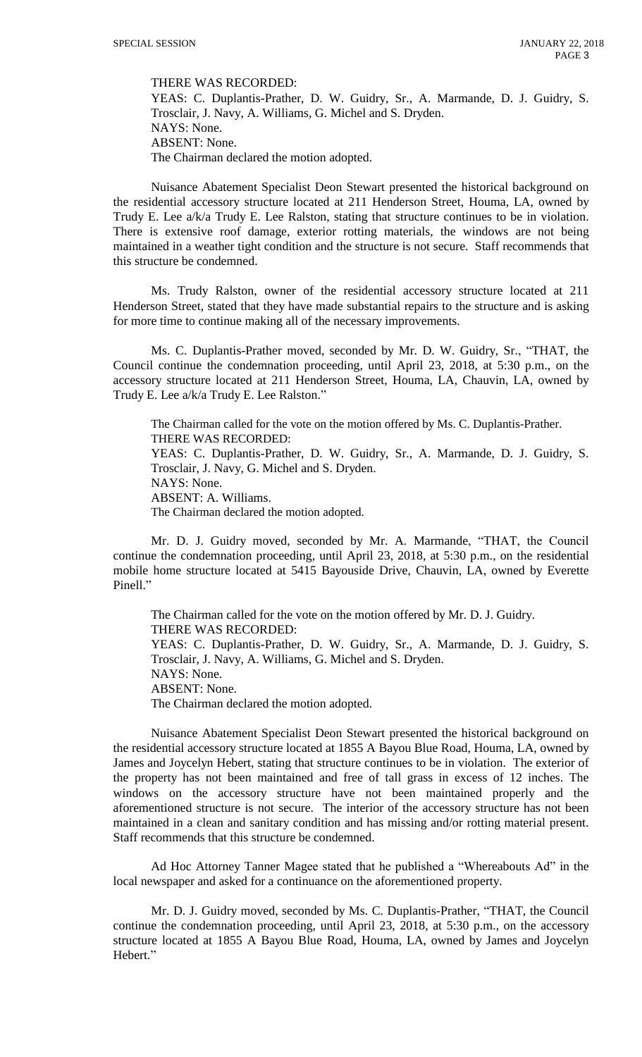THERE WAS RECORDED:
YEAS: C. Duplantis-Prather, D. W. Guidry, Sr., A. Marmande, D. J. Guidry, S. Trosclair, J. Navy, A. Williams, G. Michel and S. Dryden.
NAYS: None.
ABSENT: None.
The Chairman declared the motion adopted.

Nuisance Abatement Specialist Deon Stewart presented the historical background on the residential accessory structure located at 211 Henderson Street, Houma, LA, owned by Trudy E. Lee a/k/a Trudy E. Lee Ralston, stating that structure continues to be in violation. There is extensive roof damage, exterior rotting materials, the windows are not being maintained in a weather tight condition and the structure is not secure. Staff recommends that this structure be condemned.

Ms. Trudy Ralston, owner of the residential accessory structure located at 211 Henderson Street, stated that they have made substantial repairs to the structure and is asking for more time to continue making all of the necessary improvements.

Ms. C. Duplantis-Prather moved, seconded by Mr. D. W. Guidry, Sr., "THAT, the Council continue the condemnation proceeding, until April 23, 2018, at 5:30 p.m., on the accessory structure located at 211 Henderson Street, Houma, LA, Chauvin, LA, owned by Trudy E. Lee a/k/a Trudy E. Lee Ralston."

The Chairman called for the vote on the motion offered by Ms. C. Duplantis-Prather.
THERE WAS RECORDED:
YEAS: C. Duplantis-Prather, D. W. Guidry, Sr., A. Marmande, D. J. Guidry, S. Trosclair, J. Navy, G. Michel and S. Dryden.
NAYS: None.
ABSENT: A. Williams.
The Chairman declared the motion adopted.

Mr. D. J. Guidry moved, seconded by Mr. A. Marmande, "THAT, the Council continue the condemnation proceeding, until April 23, 2018, at 5:30 p.m., on the residential mobile home structure located at 5415 Bayouside Drive, Chauvin, LA, owned by Everette Pinell."

The Chairman called for the vote on the motion offered by Mr. D. J. Guidry.
THERE WAS RECORDED:
YEAS: C. Duplantis-Prather, D. W. Guidry, Sr., A. Marmande, D. J. Guidry, S. Trosclair, J. Navy, A. Williams, G. Michel and S. Dryden.
NAYS: None.
ABSENT: None.
The Chairman declared the motion adopted.

Nuisance Abatement Specialist Deon Stewart presented the historical background on the residential accessory structure located at 1855 A Bayou Blue Road, Houma, LA, owned by James and Joycelyn Hebert, stating that structure continues to be in violation. The exterior of the property has not been maintained and free of tall grass in excess of 12 inches. The windows on the accessory structure have not been maintained properly and the aforementioned structure is not secure. The interior of the accessory structure has not been maintained in a clean and sanitary condition and has missing and/or rotting material present. Staff recommends that this structure be condemned.

Ad Hoc Attorney Tanner Magee stated that he published a "Whereabouts Ad" in the local newspaper and asked for a continuance on the aforementioned property.

Mr. D. J. Guidry moved, seconded by Ms. C. Duplantis-Prather, "THAT, the Council continue the condemnation proceeding, until April 23, 2018, at 5:30 p.m., on the accessory structure located at 1855 A Bayou Blue Road, Houma, LA, owned by James and Joycelyn Hebert."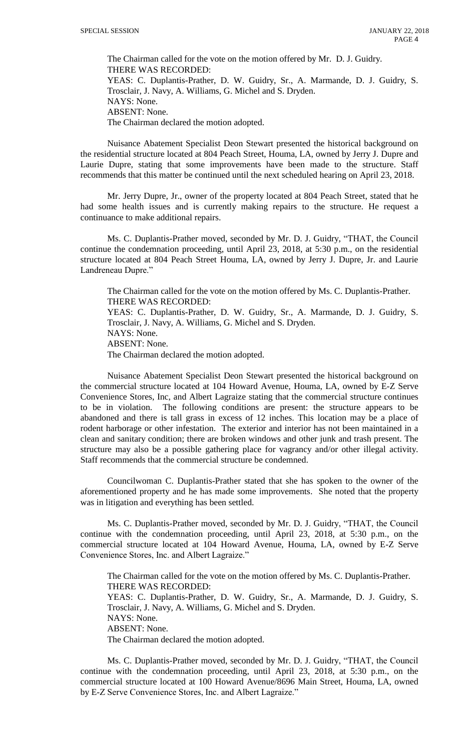The Chairman called for the vote on the motion offered by Mr. D. J. Guidry.
THERE WAS RECORDED:
YEAS: C. Duplantis-Prather, D. W. Guidry, Sr., A. Marmande, D. J. Guidry, S. Trosclair, J. Navy, A. Williams, G. Michel and S. Dryden.
NAYS: None.
ABSENT: None.
The Chairman declared the motion adopted.

Nuisance Abatement Specialist Deon Stewart presented the historical background on the residential structure located at 804 Peach Street, Houma, LA, owned by Jerry J. Dupre and Laurie Dupre, stating that some improvements have been made to the structure. Staff recommends that this matter be continued until the next scheduled hearing on April 23, 2018.

Mr. Jerry Dupre, Jr., owner of the property located at 804 Peach Street, stated that he had some health issues and is currently making repairs to the structure. He request a continuance to make additional repairs.

Ms. C. Duplantis-Prather moved, seconded by Mr. D. J. Guidry, "THAT, the Council continue the condemnation proceeding, until April 23, 2018, at 5:30 p.m., on the residential structure located at 804 Peach Street Houma, LA, owned by Jerry J. Dupre, Jr. and Laurie Landreneau Dupre."

The Chairman called for the vote on the motion offered by Ms. C. Duplantis-Prather.
THERE WAS RECORDED:
YEAS: C. Duplantis-Prather, D. W. Guidry, Sr., A. Marmande, D. J. Guidry, S. Trosclair, J. Navy, A. Williams, G. Michel and S. Dryden.
NAYS: None.
ABSENT: None.
The Chairman declared the motion adopted.

Nuisance Abatement Specialist Deon Stewart presented the historical background on the commercial structure located at 104 Howard Avenue, Houma, LA, owned by E-Z Serve Convenience Stores, Inc, and Albert Lagraize stating that the commercial structure continues to be in violation. The following conditions are present: the structure appears to be abandoned and there is tall grass in excess of 12 inches. This location may be a place of rodent harborage or other infestation. The exterior and interior has not been maintained in a clean and sanitary condition; there are broken windows and other junk and trash present. The structure may also be a possible gathering place for vagrancy and/or other illegal activity. Staff recommends that the commercial structure be condemned.

Councilwoman C. Duplantis-Prather stated that she has spoken to the owner of the aforementioned property and he has made some improvements. She noted that the property was in litigation and everything has been settled.

Ms. C. Duplantis-Prather moved, seconded by Mr. D. J. Guidry, "THAT, the Council continue with the condemnation proceeding, until April 23, 2018, at 5:30 p.m., on the commercial structure located at 104 Howard Avenue, Houma, LA, owned by E-Z Serve Convenience Stores, Inc. and Albert Lagraize."

The Chairman called for the vote on the motion offered by Ms. C. Duplantis-Prather.
THERE WAS RECORDED:
YEAS: C. Duplantis-Prather, D. W. Guidry, Sr., A. Marmande, D. J. Guidry, S. Trosclair, J. Navy, A. Williams, G. Michel and S. Dryden.
NAYS: None.
ABSENT: None.
The Chairman declared the motion adopted.

Ms. C. Duplantis-Prather moved, seconded by Mr. D. J. Guidry, "THAT, the Council continue with the condemnation proceeding, until April 23, 2018, at 5:30 p.m., on the commercial structure located at 100 Howard Avenue/8696 Main Street, Houma, LA, owned by E-Z Serve Convenience Stores, Inc. and Albert Lagraize."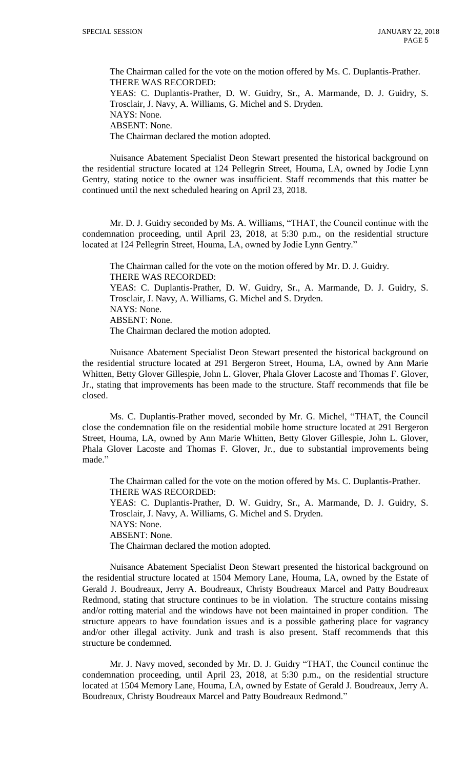The Chairman called for the vote on the motion offered by Ms. C. Duplantis-Prather.
THERE WAS RECORDED:
YEAS: C. Duplantis-Prather, D. W. Guidry, Sr., A. Marmande, D. J. Guidry, S. Trosclair, J. Navy, A. Williams, G. Michel and S. Dryden.
NAYS: None.
ABSENT: None.
The Chairman declared the motion adopted.

Nuisance Abatement Specialist Deon Stewart presented the historical background on the residential structure located at 124 Pellegrin Street, Houma, LA, owned by Jodie Lynn Gentry, stating notice to the owner was insufficient. Staff recommends that this matter be continued until the next scheduled hearing on April 23, 2018.

Mr. D. J. Guidry seconded by Ms. A. Williams, "THAT, the Council continue with the condemnation proceeding, until April 23, 2018, at 5:30 p.m., on the residential structure located at 124 Pellegrin Street, Houma, LA, owned by Jodie Lynn Gentry."

The Chairman called for the vote on the motion offered by Mr. D. J. Guidry.
THERE WAS RECORDED:
YEAS: C. Duplantis-Prather, D. W. Guidry, Sr., A. Marmande, D. J. Guidry, S. Trosclair, J. Navy, A. Williams, G. Michel and S. Dryden.
NAYS: None.
ABSENT: None.
The Chairman declared the motion adopted.

Nuisance Abatement Specialist Deon Stewart presented the historical background on the residential structure located at 291 Bergeron Street, Houma, LA, owned by Ann Marie Whitten, Betty Glover Gillespie, John L. Glover, Phala Glover Lacoste and Thomas F. Glover, Jr., stating that improvements has been made to the structure. Staff recommends that file be closed.

Ms. C. Duplantis-Prather moved, seconded by Mr. G. Michel, "THAT, the Council close the condemnation file on the residential mobile home structure located at 291 Bergeron Street, Houma, LA, owned by Ann Marie Whitten, Betty Glover Gillespie, John L. Glover, Phala Glover Lacoste and Thomas F. Glover, Jr., due to substantial improvements being made."

The Chairman called for the vote on the motion offered by Ms. C. Duplantis-Prather.
THERE WAS RECORDED:
YEAS: C. Duplantis-Prather, D. W. Guidry, Sr., A. Marmande, D. J. Guidry, S. Trosclair, J. Navy, A. Williams, G. Michel and S. Dryden.
NAYS: None.
ABSENT: None.
The Chairman declared the motion adopted.

Nuisance Abatement Specialist Deon Stewart presented the historical background on the residential structure located at 1504 Memory Lane, Houma, LA, owned by the Estate of Gerald J. Boudreaux, Jerry A. Boudreaux, Christy Boudreaux Marcel and Patty Boudreaux Redmond, stating that structure continues to be in violation. The structure contains missing and/or rotting material and the windows have not been maintained in proper condition. The structure appears to have foundation issues and is a possible gathering place for vagrancy and/or other illegal activity. Junk and trash is also present. Staff recommends that this structure be condemned.

Mr. J. Navy moved, seconded by Mr. D. J. Guidry "THAT, the Council continue the condemnation proceeding, until April 23, 2018, at 5:30 p.m., on the residential structure located at 1504 Memory Lane, Houma, LA, owned by Estate of Gerald J. Boudreaux, Jerry A. Boudreaux, Christy Boudreaux Marcel and Patty Boudreaux Redmond."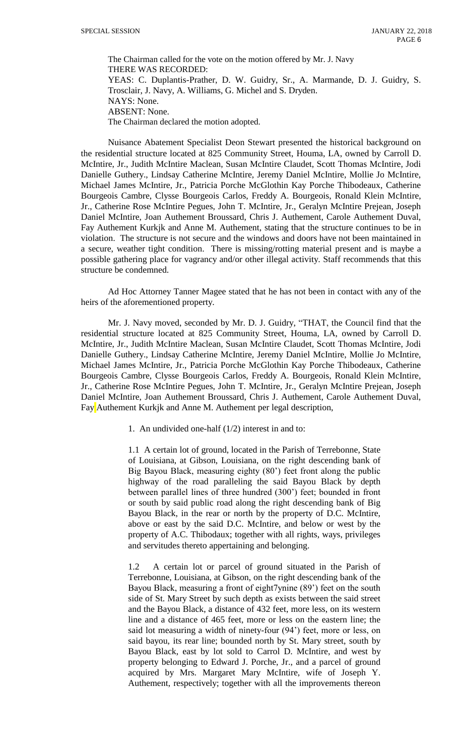The Chairman called for the vote on the motion offered by Mr. J. Navy
THERE WAS RECORDED:
YEAS: C. Duplantis-Prather, D. W. Guidry, Sr., A. Marmande, D. J. Guidry, S. Trosclair, J. Navy, A. Williams, G. Michel and S. Dryden.
NAYS: None.
ABSENT: None.
The Chairman declared the motion adopted.

Nuisance Abatement Specialist Deon Stewart presented the historical background on the residential structure located at 825 Community Street, Houma, LA, owned by Carroll D. McIntire, Jr., Judith McIntire Maclean, Susan McIntire Claudet, Scott Thomas McIntire, Jodi Danielle Guthery., Lindsay Catherine McIntire, Jeremy Daniel McIntire, Mollie Jo McIntire, Michael James McIntire, Jr., Patricia Porche McGlothin Kay Porche Thibodeaux, Catherine Bourgeois Cambre, Clysse Bourgeois Carlos, Freddy A. Bourgeois, Ronald Klein McIntire, Jr., Catherine Rose McIntire Pegues, John T. McIntire, Jr., Geralyn McIntire Prejean, Joseph Daniel McIntire, Joan Authement Broussard, Chris J. Authement, Carole Authement Duval, Fay Authement Kurkjk and Anne M. Authement, stating that the structure continues to be in violation. The structure is not secure and the windows and doors have not been maintained in a secure, weather tight condition. There is missing/rotting material present and is maybe a possible gathering place for vagrancy and/or other illegal activity. Staff recommends that this structure be condemned.

Ad Hoc Attorney Tanner Magee stated that he has not been in contact with any of the heirs of the aforementioned property.

Mr. J. Navy moved, seconded by Mr. D. J. Guidry, "THAT, the Council find that the residential structure located at 825 Community Street, Houma, LA, owned by Carroll D. McIntire, Jr., Judith McIntire Maclean, Susan McIntire Claudet, Scott Thomas McIntire, Jodi Danielle Guthery., Lindsay Catherine McIntire, Jeremy Daniel McIntire, Mollie Jo McIntire, Michael James McIntire, Jr., Patricia Porche McGlothin Kay Porche Thibodeaux, Catherine Bourgeois Cambre, Clysse Bourgeois Carlos, Freddy A. Bourgeois, Ronald Klein McIntire, Jr., Catherine Rose McIntire Pegues, John T. McIntire, Jr., Geralyn McIntire Prejean, Joseph Daniel McIntire, Joan Authement Broussard, Chris J. Authement, Carole Authement Duval, Fay Authement Kurkjk and Anne M. Authement per legal description,

> 1. An undivided one-half (1/2) interest in and to:
>
> 1.1 A certain lot of ground, located in the Parish of Terrebonne, State of Louisiana, at Gibson, Louisiana, on the right descending bank of Big Bayou Black, measuring eighty (80') feet front along the public highway of the road paralleling the said Bayou Black by depth between parallel lines of three hundred (300') feet; bounded in front or south by said public road along the right descending bank of Big Bayou Black, in the rear or north by the property of D.C. McIntire, above or east by the said D.C. McIntire, and below or west by the property of A.C. Thibodaux; together with all rights, ways, privileges and servitudes thereto appertaining and belonging.
>
> 1.2 A certain lot or parcel of ground situated in the Parish of Terrebonne, Louisiana, at Gibson, on the right descending bank of the Bayou Black, measuring a front of eight7ynine (89') feet on the south side of St. Mary Street by such depth as exists between the said street and the Bayou Black, a distance of 432 feet, more less, on its western line and a distance of 465 feet, more or less on the eastern line; the said lot measuring a width of ninety-four (94') feet, more or less, on said bayou, its rear line; bounded north by St. Mary street, south by Bayou Black, east by lot sold to Carrol D. McIntire, and west by property belonging to Edward J. Porche, Jr., and a parcel of ground acquired by Mrs. Margaret Mary McIntire, wife of Joseph Y. Authement, respectively; together with all the improvements thereon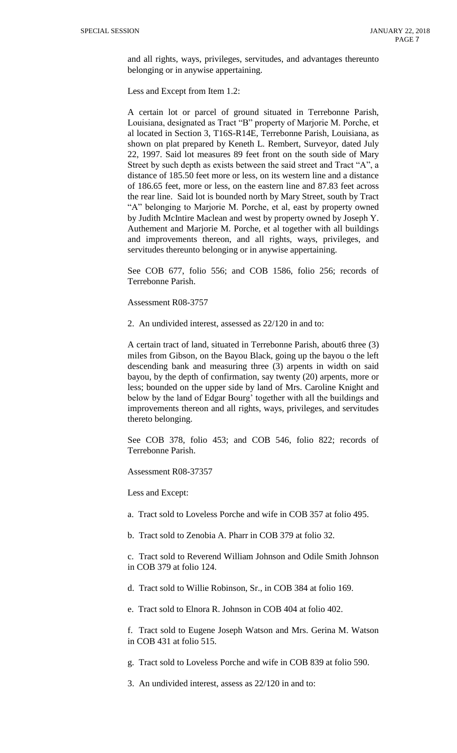and all rights, ways, privileges, servitudes, and advantages thereunto belonging or in anywise appertaining.

Less and Except from Item 1.2:

A certain lot or parcel of ground situated in Terrebonne Parish, Louisiana, designated as Tract "B" property of Marjorie M. Porche, et al located in Section 3, T16S-R14E, Terrebonne Parish, Louisiana, as shown on plat prepared by Keneth L. Rembert, Surveyor, dated July 22, 1997. Said lot measures 89 feet front on the south side of Mary Street by such depth as exists between the said street and Tract "A", a distance of 185.50 feet more or less, on its western line and a distance of 186.65 feet, more or less, on the eastern line and 87.83 feet across the rear line. Said lot is bounded north by Mary Street, south by Tract "A" belonging to Marjorie M. Porche, et al, east by property owned by Judith McIntire Maclean and west by property owned by Joseph Y. Authement and Marjorie M. Porche, et al together with all buildings and improvements thereon, and all rights, ways, privileges, and servitudes thereunto belonging or in anywise appertaining.

See COB 677, folio 556; and COB 1586, folio 256; records of Terrebonne Parish.

Assessment R08-3757

2. An undivided interest, assessed as 22/120 in and to:

A certain tract of land, situated in Terrebonne Parish, about6 three (3) miles from Gibson, on the Bayou Black, going up the bayou o the left descending bank and measuring three (3) arpents in width on said bayou, by the depth of confirmation, say twenty (20) arpents, more or less; bounded on the upper side by land of Mrs. Caroline Knight and below by the land of Edgar Bourg' together with all the buildings and improvements thereon and all rights, ways, privileges, and servitudes thereto belonging.

See COB 378, folio 453; and COB 546, folio 822; records of Terrebonne Parish.

Assessment R08-37357

Less and Except:

a. Tract sold to Loveless Porche and wife in COB 357 at folio 495.

b. Tract sold to Zenobia A. Pharr in COB 379 at folio 32.

c. Tract sold to Reverend William Johnson and Odile Smith Johnson in COB 379 at folio 124.

d. Tract sold to Willie Robinson, Sr., in COB 384 at folio 169.

e. Tract sold to Elnora R. Johnson in COB 404 at folio 402.

f. Tract sold to Eugene Joseph Watson and Mrs. Gerina M. Watson in COB 431 at folio 515.

g. Tract sold to Loveless Porche and wife in COB 839 at folio 590.

3. An undivided interest, assess as 22/120 in and to: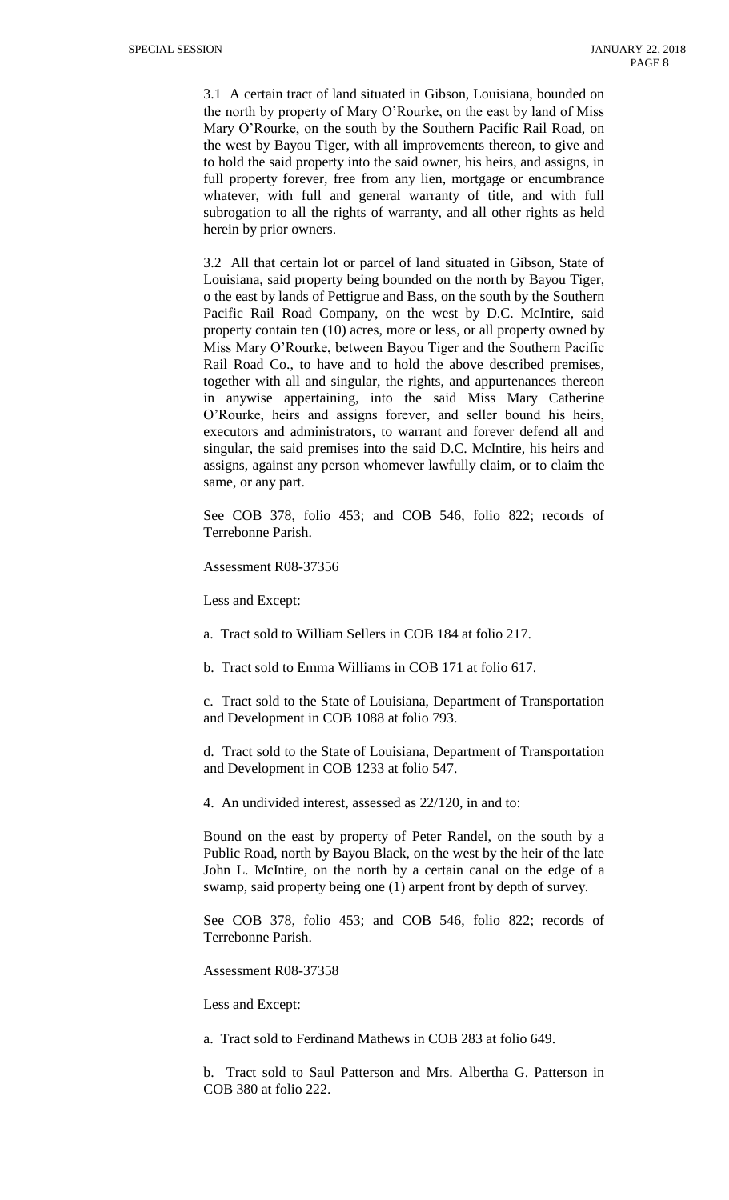3.1 A certain tract of land situated in Gibson, Louisiana, bounded on the north by property of Mary O'Rourke, on the east by land of Miss Mary O'Rourke, on the south by the Southern Pacific Rail Road, on the west by Bayou Tiger, with all improvements thereon, to give and to hold the said property into the said owner, his heirs, and assigns, in full property forever, free from any lien, mortgage or encumbrance whatever, with full and general warranty of title, and with full subrogation to all the rights of warranty, and all other rights as held herein by prior owners.

3.2 All that certain lot or parcel of land situated in Gibson, State of Louisiana, said property being bounded on the north by Bayou Tiger, o the east by lands of Pettigrue and Bass, on the south by the Southern Pacific Rail Road Company, on the west by D.C. McIntire, said property contain ten (10) acres, more or less, or all property owned by Miss Mary O'Rourke, between Bayou Tiger and the Southern Pacific Rail Road Co., to have and to hold the above described premises, together with all and singular, the rights, and appurtenances thereon in anywise appertaining, into the said Miss Mary Catherine O'Rourke, heirs and assigns forever, and seller bound his heirs, executors and administrators, to warrant and forever defend all and singular, the said premises into the said D.C. McIntire, his heirs and assigns, against any person whomever lawfully claim, or to claim the same, or any part.

See COB 378, folio 453; and COB 546, folio 822; records of Terrebonne Parish.

Assessment R08-37356

Less and Except:

a. Tract sold to William Sellers in COB 184 at folio 217.

b. Tract sold to Emma Williams in COB 171 at folio 617.

c. Tract sold to the State of Louisiana, Department of Transportation and Development in COB 1088 at folio 793.

d. Tract sold to the State of Louisiana, Department of Transportation and Development in COB 1233 at folio 547.

4. An undivided interest, assessed as 22/120, in and to:

Bound on the east by property of Peter Randel, on the south by a Public Road, north by Bayou Black, on the west by the heir of the late John L. McIntire, on the north by a certain canal on the edge of a swamp, said property being one (1) arpent front by depth of survey.

See COB 378, folio 453; and COB 546, folio 822; records of Terrebonne Parish.

Assessment R08-37358

Less and Except:

a. Tract sold to Ferdinand Mathews in COB 283 at folio 649.

b. Tract sold to Saul Patterson and Mrs. Albertha G. Patterson in COB 380 at folio 222.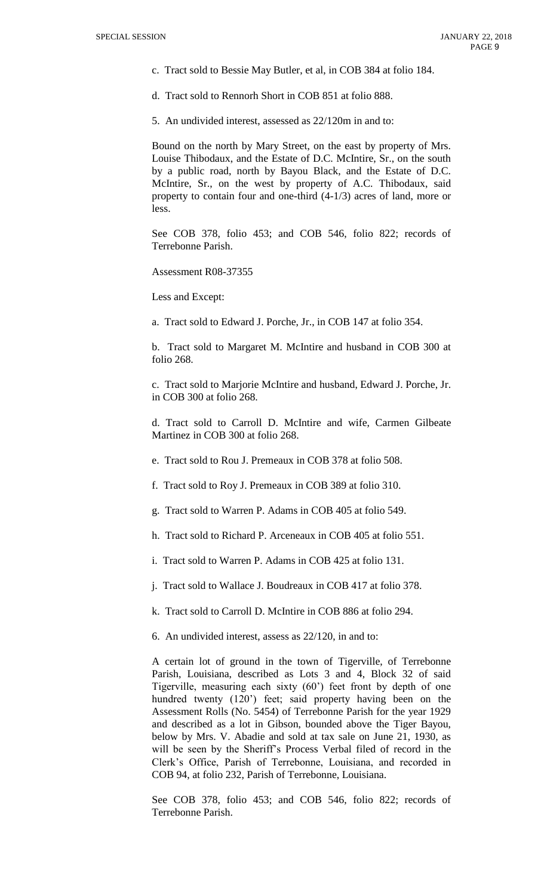c. Tract sold to Bessie May Butler, et al, in COB 384 at folio 184.

d. Tract sold to Rennorh Short in COB 851 at folio 888.

5. An undivided interest, assessed as 22/120m in and to:

Bound on the north by Mary Street, on the east by property of Mrs. Louise Thibodaux, and the Estate of D.C. McIntire, Sr., on the south by a public road, north by Bayou Black, and the Estate of D.C. McIntire, Sr., on the west by property of A.C. Thibodaux, said property to contain four and one-third (4-1/3) acres of land, more or less.

See COB 378, folio 453; and COB 546, folio 822; records of Terrebonne Parish.

Assessment R08-37355

Less and Except:

a. Tract sold to Edward J. Porche, Jr., in COB 147 at folio 354.

b. Tract sold to Margaret M. McIntire and husband in COB 300 at folio 268.

c. Tract sold to Marjorie McIntire and husband, Edward J. Porche, Jr. in COB 300 at folio 268.

d. Tract sold to Carroll D. McIntire and wife, Carmen Gilbeate Martinez in COB 300 at folio 268.

e. Tract sold to Rou J. Premeaux in COB 378 at folio 508.

f. Tract sold to Roy J. Premeaux in COB 389 at folio 310.

g. Tract sold to Warren P. Adams in COB 405 at folio 549.

h. Tract sold to Richard P. Arceneaux in COB 405 at folio 551.

i. Tract sold to Warren P. Adams in COB 425 at folio 131.

j. Tract sold to Wallace J. Boudreaux in COB 417 at folio 378.

k. Tract sold to Carroll D. McIntire in COB 886 at folio 294.

6. An undivided interest, assess as 22/120, in and to:

A certain lot of ground in the town of Tigerville, of Terrebonne Parish, Louisiana, described as Lots 3 and 4, Block 32 of said Tigerville, measuring each sixty (60') feet front by depth of one hundred twenty (120') feet; said property having been on the Assessment Rolls (No. 5454) of Terrebonne Parish for the year 1929 and described as a lot in Gibson, bounded above the Tiger Bayou, below by Mrs. V. Abadie and sold at tax sale on June 21, 1930, as will be seen by the Sheriff's Process Verbal filed of record in the Clerk's Office, Parish of Terrebonne, Louisiana, and recorded in COB 94, at folio 232, Parish of Terrebonne, Louisiana.

See COB 378, folio 453; and COB 546, folio 822; records of Terrebonne Parish.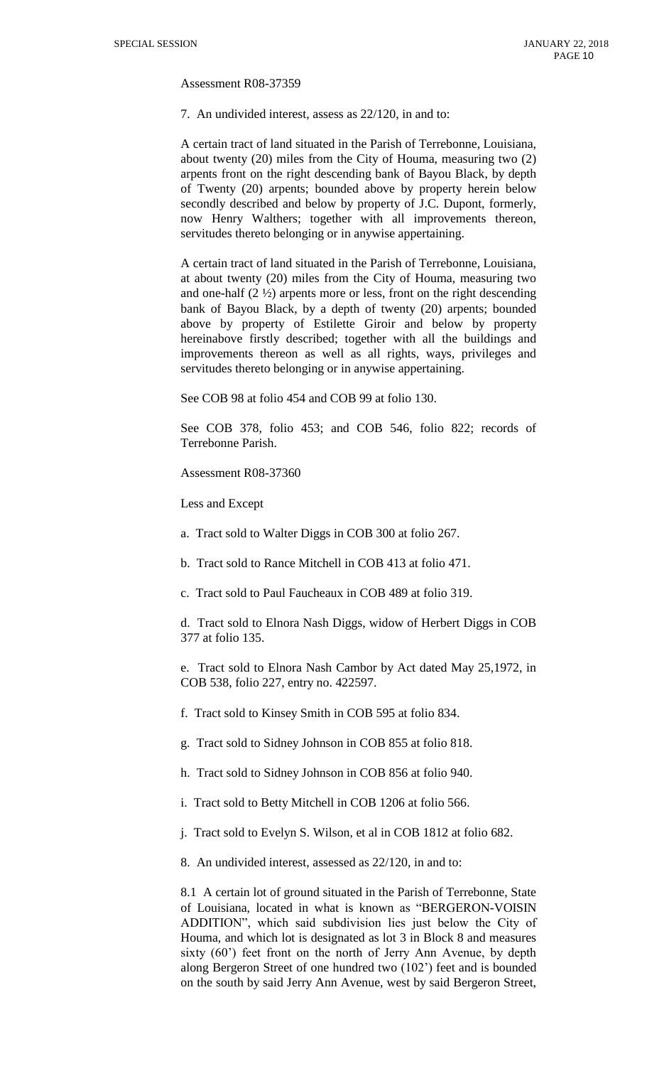Assessment R08-37359

7. An undivided interest, assess as 22/120, in and to:

A certain tract of land situated in the Parish of Terrebonne, Louisiana, about twenty (20) miles from the City of Houma, measuring two (2) arpents front on the right descending bank of Bayou Black, by depth of Twenty (20) arpents; bounded above by property herein below secondly described and below by property of J.C. Dupont, formerly, now Henry Walthers; together with all improvements thereon, servitudes thereto belonging or in anywise appertaining.

A certain tract of land situated in the Parish of Terrebonne, Louisiana, at about twenty (20) miles from the City of Houma, measuring two and one-half (2 ½) arpents more or less, front on the right descending bank of Bayou Black, by a depth of twenty (20) arpents; bounded above by property of Estilette Giroir and below by property hereinabove firstly described; together with all the buildings and improvements thereon as well as all rights, ways, privileges and servitudes thereto belonging or in anywise appertaining.

See COB 98 at folio 454 and COB 99 at folio 130.

See COB 378, folio 453; and COB 546, folio 822; records of Terrebonne Parish.

Assessment R08-37360

Less and Except

a. Tract sold to Walter Diggs in COB 300 at folio 267.

b. Tract sold to Rance Mitchell in COB 413 at folio 471.

c. Tract sold to Paul Faucheaux in COB 489 at folio 319.

d. Tract sold to Elnora Nash Diggs, widow of Herbert Diggs in COB 377 at folio 135.

e. Tract sold to Elnora Nash Cambor by Act dated May 25,1972, in COB 538, folio 227, entry no. 422597.

f. Tract sold to Kinsey Smith in COB 595 at folio 834.

g. Tract sold to Sidney Johnson in COB 855 at folio 818.

h. Tract sold to Sidney Johnson in COB 856 at folio 940.

i. Tract sold to Betty Mitchell in COB 1206 at folio 566.

j. Tract sold to Evelyn S. Wilson, et al in COB 1812 at folio 682.

8. An undivided interest, assessed as 22/120, in and to:

8.1 A certain lot of ground situated in the Parish of Terrebonne, State of Louisiana, located in what is known as "BERGERON-VOISIN ADDITION", which said subdivision lies just below the City of Houma, and which lot is designated as lot 3 in Block 8 and measures sixty (60') feet front on the north of Jerry Ann Avenue, by depth along Bergeron Street of one hundred two (102') feet and is bounded on the south by said Jerry Ann Avenue, west by said Bergeron Street,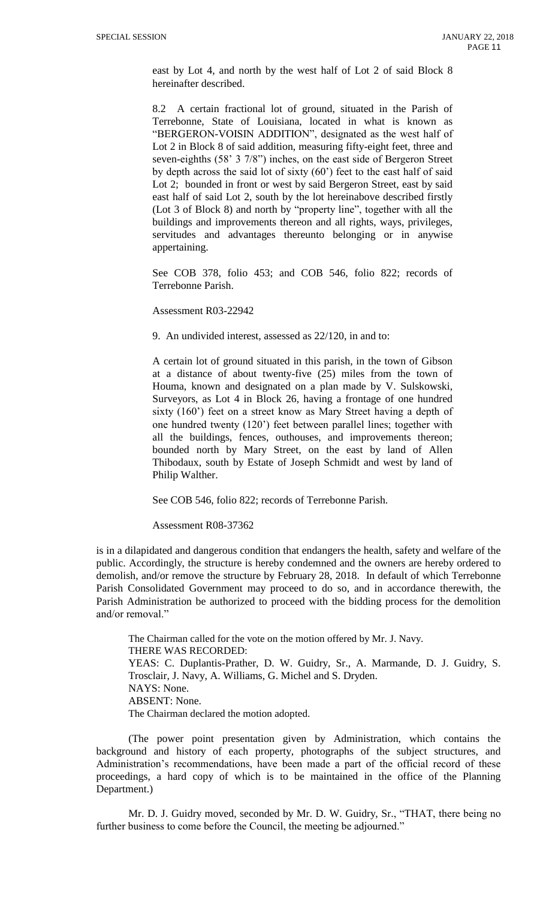east by Lot 4, and north by the west half of Lot 2 of said Block 8 hereinafter described.

8.2 A certain fractional lot of ground, situated in the Parish of Terrebonne, State of Louisiana, located in what is known as "BERGERON-VOISIN ADDITION", designated as the west half of Lot 2 in Block 8 of said addition, measuring fifty-eight feet, three and seven-eighths (58' 3 7/8") inches, on the east side of Bergeron Street by depth across the said lot of sixty (60') feet to the east half of said Lot 2; bounded in front or west by said Bergeron Street, east by said east half of said Lot 2, south by the lot hereinabove described firstly (Lot 3 of Block 8) and north by "property line", together with all the buildings and improvements thereon and all rights, ways, privileges, servitudes and advantages thereunto belonging or in anywise appertaining.

See COB 378, folio 453; and COB 546, folio 822; records of Terrebonne Parish.

Assessment R03-22942

9. An undivided interest, assessed as 22/120, in and to:

A certain lot of ground situated in this parish, in the town of Gibson at a distance of about twenty-five (25) miles from the town of Houma, known and designated on a plan made by V. Sulskowski, Surveyors, as Lot 4 in Block 26, having a frontage of one hundred sixty (160') feet on a street know as Mary Street having a depth of one hundred twenty (120') feet between parallel lines; together with all the buildings, fences, outhouses, and improvements thereon; bounded north by Mary Street, on the east by land of Allen Thibodaux, south by Estate of Joseph Schmidt and west by land of Philip Walther.

See COB 546, folio 822; records of Terrebonne Parish.

Assessment R08-37362

is in a dilapidated and dangerous condition that endangers the health, safety and welfare of the public. Accordingly, the structure is hereby condemned and the owners are hereby ordered to demolish, and/or remove the structure by February 28, 2018. In default of which Terrebonne Parish Consolidated Government may proceed to do so, and in accordance therewith, the Parish Administration be authorized to proceed with the bidding process for the demolition and/or removal."

The Chairman called for the vote on the motion offered by Mr. J. Navy.
THERE WAS RECORDED:
YEAS: C. Duplantis-Prather, D. W. Guidry, Sr., A. Marmande, D. J. Guidry, S. Trosclair, J. Navy, A. Williams, G. Michel and S. Dryden.
NAYS: None.
ABSENT: None.
The Chairman declared the motion adopted.

(The power point presentation given by Administration, which contains the background and history of each property, photographs of the subject structures, and Administration's recommendations, have been made a part of the official record of these proceedings, a hard copy of which is to be maintained in the office of the Planning Department.)

Mr. D. J. Guidry moved, seconded by Mr. D. W. Guidry, Sr., "THAT, there being no further business to come before the Council, the meeting be adjourned."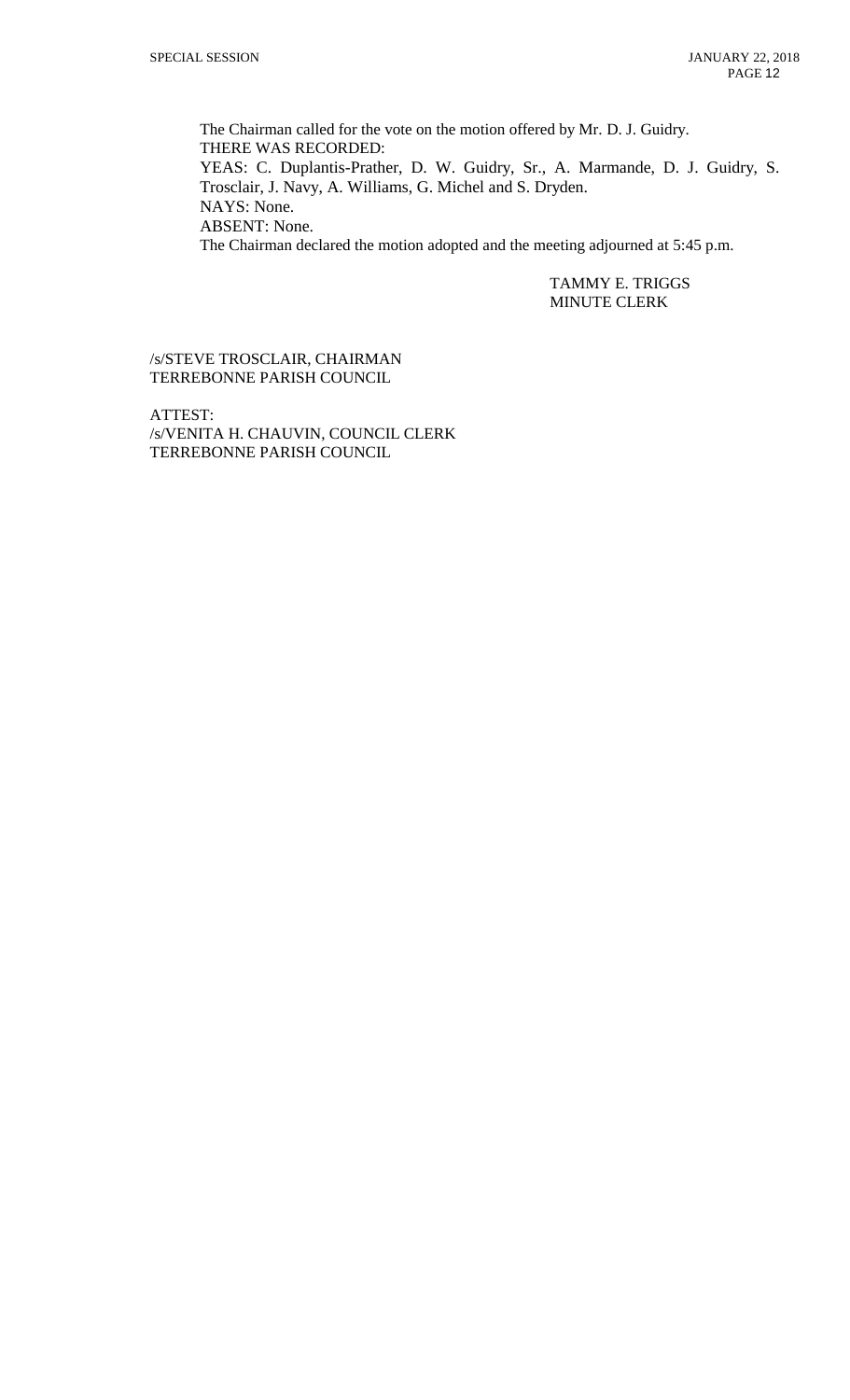The Chairman called for the vote on the motion offered by Mr. D. J. Guidry.

THERE WAS RECORDED:

YEAS: C. Duplantis-Prather, D. W. Guidry, Sr., A. Marmande, D. J. Guidry, S. Trosclair, J. Navy, A. Williams, G. Michel and S. Dryden.

NAYS: None.

ABSENT: None.

The Chairman declared the motion adopted and the meeting adjourned at 5:45 p.m.

TAMMY E. TRIGGS
MINUTE CLERK

/s/STEVE TROSCLAIR, CHAIRMAN
TERREBONNE PARISH COUNCIL

ATTEST:
/s/VENITA H. CHAUVIN, COUNCIL CLERK
TERREBONNE PARISH COUNCIL